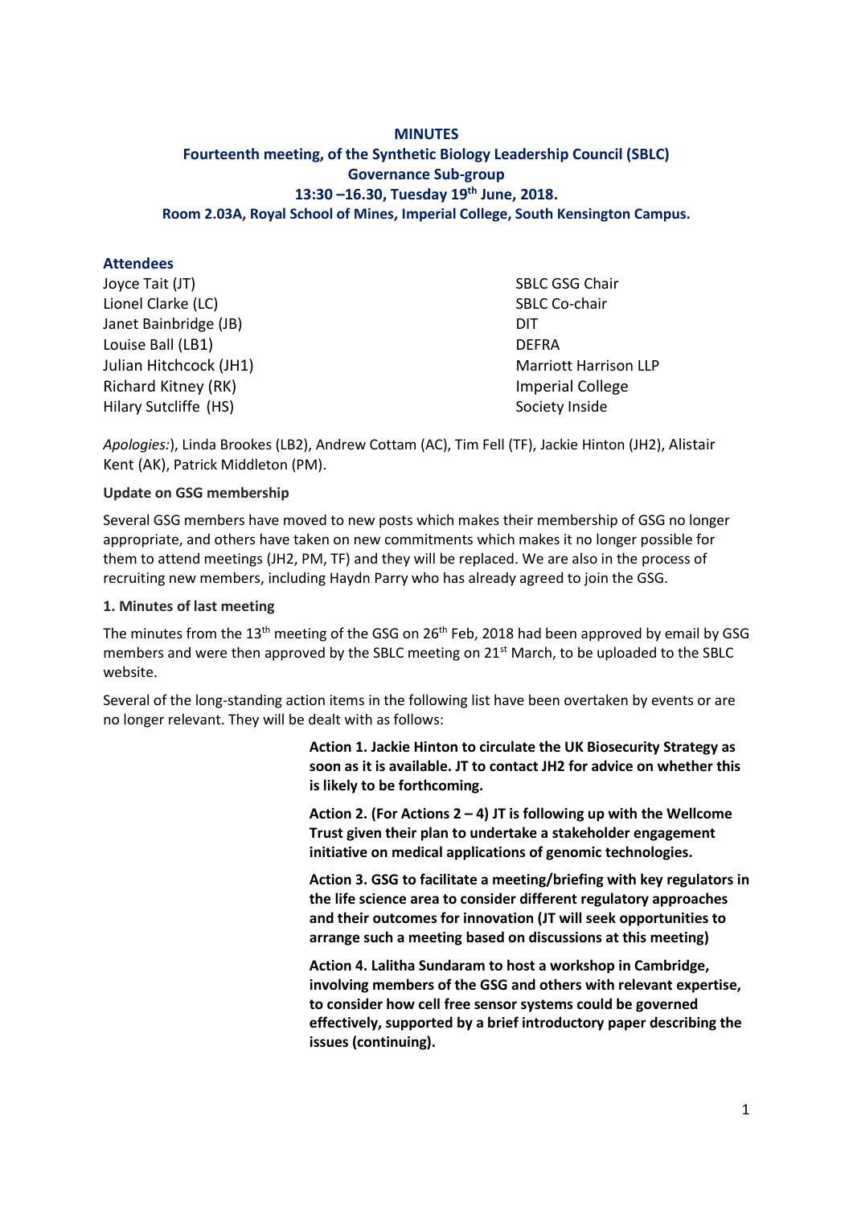**MINUTES**

**Fourteenth meeting, of the Synthetic Biology Leadership Council (SBLC) Governance Sub-group**

**13:30 –16.30, Tuesday 19th June, 2018.**

**Room 2.03A, Royal School of Mines, Imperial College, South Kensington Campus.**

## Attendees

| | |
|---|---|
| Joyce Tait (JT) | SBLC GSG Chair |
| Lionel Clarke (LC) | SBLC Co-chair |
| Janet Bainbridge (JB) | DIT |
| Louise Ball (LB1) | DEFRA |
| Julian Hitchcock (JH1) | Marriott Harrison LLP |
| Richard Kitney (RK) | Imperial College |
| Hilary Sutcliffe (HS) | Society Inside |

*Apologies:*), Linda Brookes (LB2), Andrew Cottam (AC), Tim Fell (TF), Jackie Hinton (JH2), Alistair Kent (AK), Patrick Middleton (PM).

**Update on GSG membership**

Several GSG members have moved to new posts which makes their membership of GSG no longer appropriate, and others have taken on new commitments which makes it no longer possible for them to attend meetings (JH2, PM, TF) and they will be replaced. We are also in the process of recruiting new members, including Haydn Parry who has already agreed to join the GSG.

**1. Minutes of last meeting**

The minutes from the 13th meeting of the GSG on 26th Feb, 2018 had been approved by email by GSG members and were then approved by the SBLC meeting on 21st March, to be uploaded to the SBLC website.

Several of the long-standing action items in the following list have been overtaken by events or are no longer relevant. They will be dealt with as follows:

**Action 1. Jackie Hinton to circulate the UK Biosecurity Strategy as soon as it is available. JT to contact JH2 for advice on whether this is likely to be forthcoming.**

**Action 2. (For Actions 2 – 4) JT is following up with the Wellcome Trust given their plan to undertake a stakeholder engagement initiative on medical applications of genomic technologies.**

**Action 3. GSG to facilitate a meeting/briefing with key regulators in the life science area to consider different regulatory approaches and their outcomes for innovation (JT will seek opportunities to arrange such a meeting based on discussions at this meeting)**

**Action 4. Lalitha Sundaram to host a workshop in Cambridge, involving members of the GSG and others with relevant expertise, to consider how cell free sensor systems could be governed effectively, supported by a brief introductory paper describing the issues (continuing).**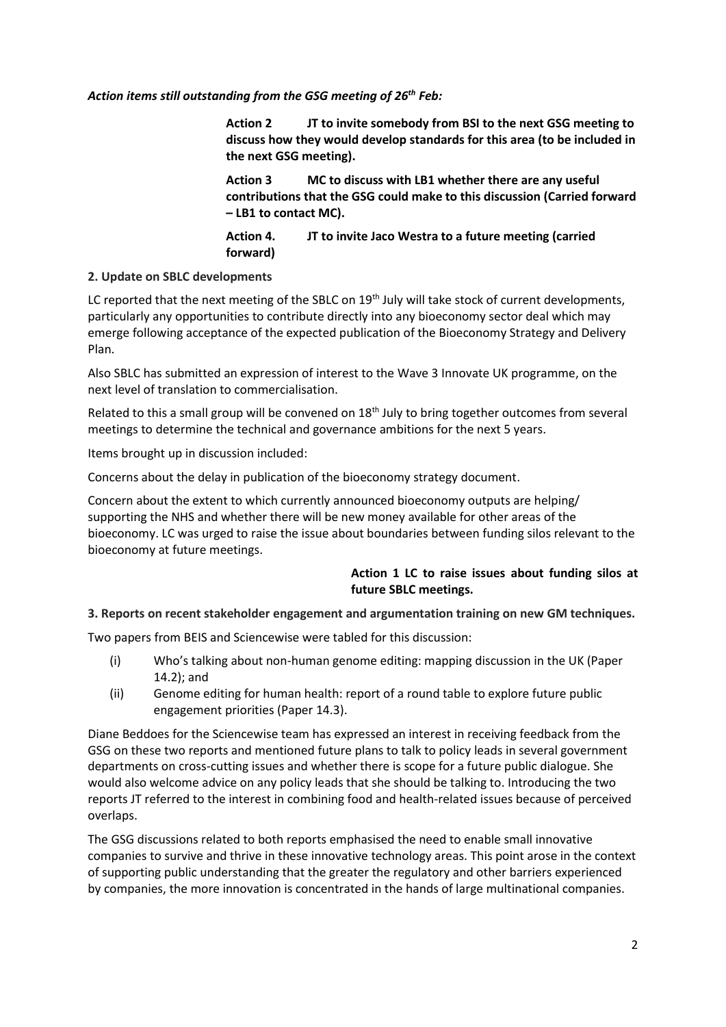***Action items still outstanding from the GSG meeting of 26th Feb:***

> **Action 2 JT to invite somebody from BSI to the next GSG meeting to discuss how they would develop standards for this area (to be included in the next GSG meeting).**
>
> **Action 3 MC to discuss with LB1 whether there are any useful contributions that the GSG could make to this discussion (Carried forward – LB1 to contact MC).**
>
> **Action 4. JT to invite Jaco Westra to a future meeting (carried forward)**

**2. Update on SBLC developments**

LC reported that the next meeting of the SBLC on 19th July will take stock of current developments, particularly any opportunities to contribute directly into any bioeconomy sector deal which may emerge following acceptance of the expected publication of the Bioeconomy Strategy and Delivery Plan.

Also SBLC has submitted an expression of interest to the Wave 3 Innovate UK programme, on the next level of translation to commercialisation.

Related to this a small group will be convened on 18th July to bring together outcomes from several meetings to determine the technical and governance ambitions for the next 5 years.

Items brought up in discussion included:

Concerns about the delay in publication of the bioeconomy strategy document.

Concern about the extent to which currently announced bioeconomy outputs are helping/ supporting the NHS and whether there will be new money available for other areas of the bioeconomy. LC was urged to raise the issue about boundaries between funding silos relevant to the bioeconomy at future meetings.

> **Action 1 LC to raise issues about funding silos at future SBLC meetings.**

**3. Reports on recent stakeholder engagement and argumentation training on new GM techniques.**

Two papers from BEIS and Sciencewise were tabled for this discussion:

(i) Who's talking about non-human genome editing: mapping discussion in the UK (Paper 14.2); and

(ii) Genome editing for human health: report of a round table to explore future public engagement priorities (Paper 14.3).

Diane Beddoes for the Sciencewise team has expressed an interest in receiving feedback from the GSG on these two reports and mentioned future plans to talk to policy leads in several government departments on cross-cutting issues and whether there is scope for a future public dialogue. She would also welcome advice on any policy leads that she should be talking to. Introducing the two reports JT referred to the interest in combining food and health-related issues because of perceived overlaps.

The GSG discussions related to both reports emphasised the need to enable small innovative companies to survive and thrive in these innovative technology areas. This point arose in the context of supporting public understanding that the greater the regulatory and other barriers experienced by companies, the more innovation is concentrated in the hands of large multinational companies.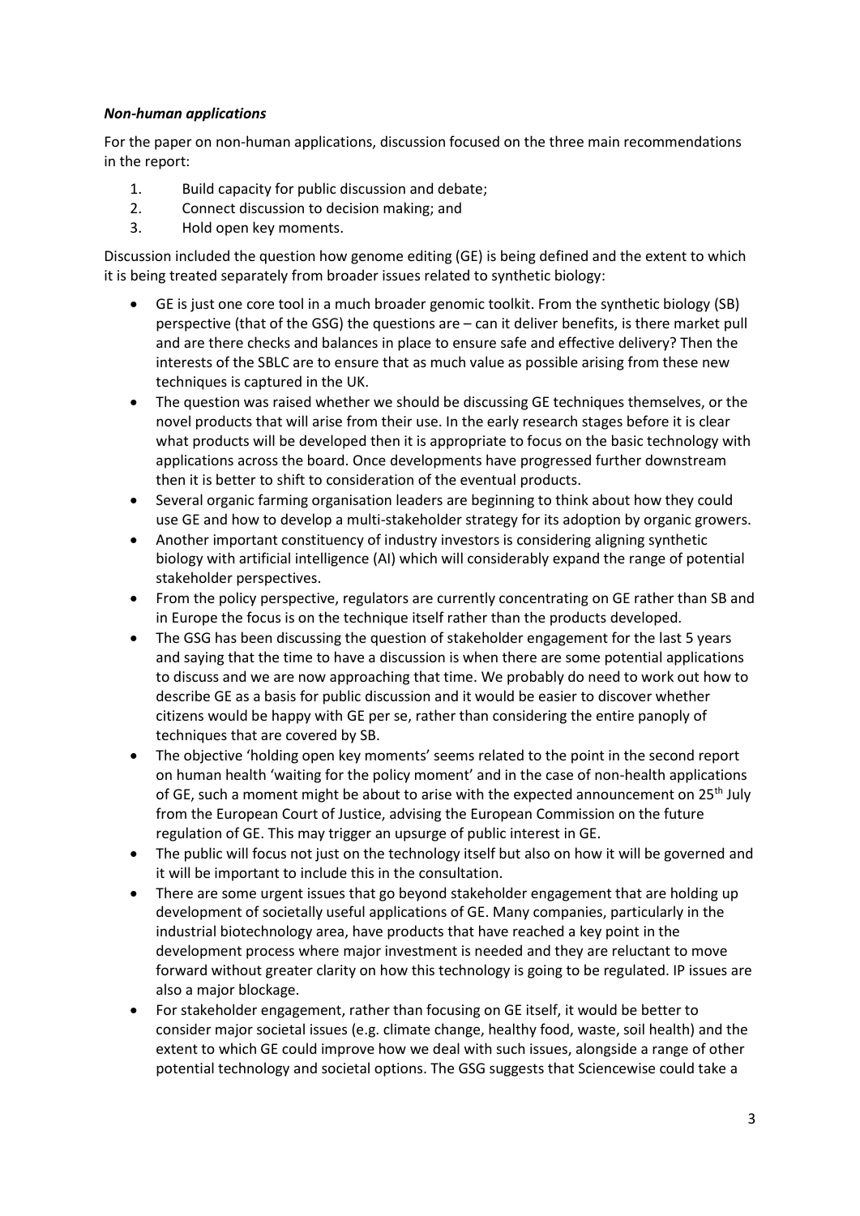***Non-human applications***

For the paper on non-human applications, discussion focused on the three main recommendations in the report:

1. Build capacity for public discussion and debate;
2. Connect discussion to decision making; and
3. Hold open key moments.

Discussion included the question how genome editing (GE) is being defined and the extent to which it is being treated separately from broader issues related to synthetic biology:

- GE is just one core tool in a much broader genomic toolkit. From the synthetic biology (SB) perspective (that of the GSG) the questions are – can it deliver benefits, is there market pull and are there checks and balances in place to ensure safe and effective delivery? Then the interests of the SBLC are to ensure that as much value as possible arising from these new techniques is captured in the UK.
- The question was raised whether we should be discussing GE techniques themselves, or the novel products that will arise from their use. In the early research stages before it is clear what products will be developed then it is appropriate to focus on the basic technology with applications across the board. Once developments have progressed further downstream then it is better to shift to consideration of the eventual products.
- Several organic farming organisation leaders are beginning to think about how they could use GE and how to develop a multi-stakeholder strategy for its adoption by organic growers.
- Another important constituency of industry investors is considering aligning synthetic biology with artificial intelligence (AI) which will considerably expand the range of potential stakeholder perspectives.
- From the policy perspective, regulators are currently concentrating on GE rather than SB and in Europe the focus is on the technique itself rather than the products developed.
- The GSG has been discussing the question of stakeholder engagement for the last 5 years and saying that the time to have a discussion is when there are some potential applications to discuss and we are now approaching that time. We probably do need to work out how to describe GE as a basis for public discussion and it would be easier to discover whether citizens would be happy with GE per se, rather than considering the entire panoply of techniques that are covered by SB.
- The objective 'holding open key moments' seems related to the point in the second report on human health 'waiting for the policy moment' and in the case of non-health applications of GE, such a moment might be about to arise with the expected announcement on 25th July from the European Court of Justice, advising the European Commission on the future regulation of GE. This may trigger an upsurge of public interest in GE.
- The public will focus not just on the technology itself but also on how it will be governed and it will be important to include this in the consultation.
- There are some urgent issues that go beyond stakeholder engagement that are holding up development of societally useful applications of GE. Many companies, particularly in the industrial biotechnology area, have products that have reached a key point in the development process where major investment is needed and they are reluctant to move forward without greater clarity on how this technology is going to be regulated. IP issues are also a major blockage.
- For stakeholder engagement, rather than focusing on GE itself, it would be better to consider major societal issues (e.g. climate change, healthy food, waste, soil health) and the extent to which GE could improve how we deal with such issues, alongside a range of other potential technology and societal options. The GSG suggests that Sciencewise could take a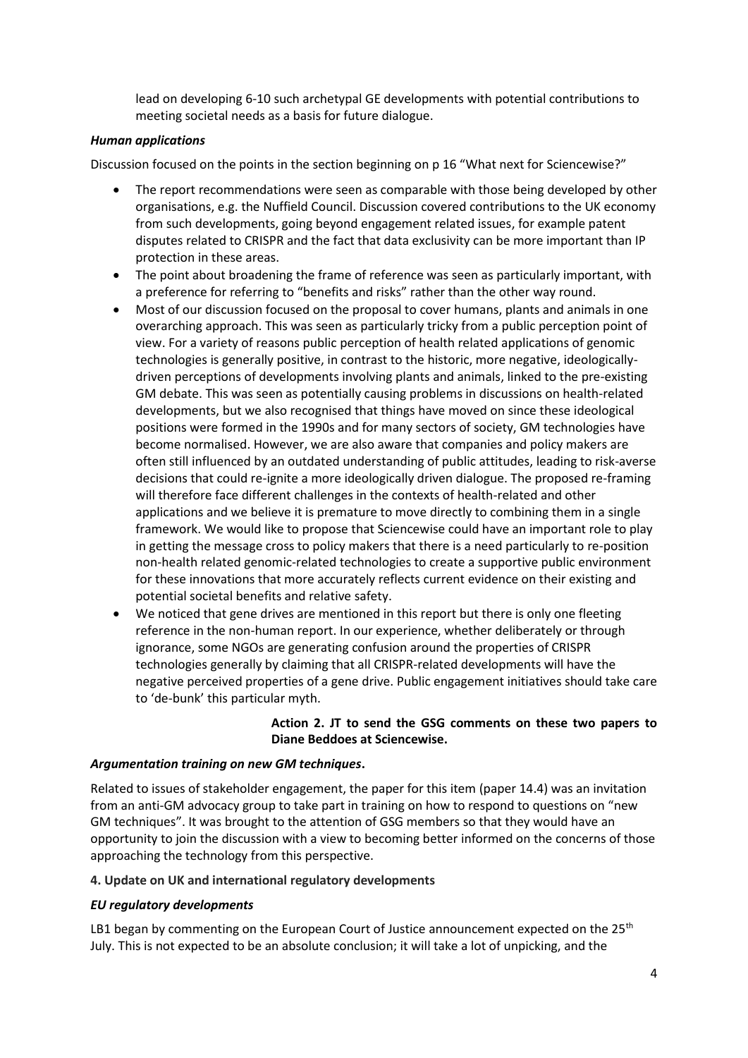lead on developing 6-10 such archetypal GE developments with potential contributions to meeting societal needs as a basis for future dialogue.

***Human applications***

Discussion focused on the points in the section beginning on p 16 "What next for Sciencewise?"

- The report recommendations were seen as comparable with those being developed by other organisations, e.g. the Nuffield Council. Discussion covered contributions to the UK economy from such developments, going beyond engagement related issues, for example patent disputes related to CRISPR and the fact that data exclusivity can be more important than IP protection in these areas.
- The point about broadening the frame of reference was seen as particularly important, with a preference for referring to "benefits and risks" rather than the other way round.
- Most of our discussion focused on the proposal to cover humans, plants and animals in one overarching approach. This was seen as particularly tricky from a public perception point of view. For a variety of reasons public perception of health related applications of genomic technologies is generally positive, in contrast to the historic, more negative, ideologically-driven perceptions of developments involving plants and animals, linked to the pre-existing GM debate. This was seen as potentially causing problems in discussions on health-related developments, but we also recognised that things have moved on since these ideological positions were formed in the 1990s and for many sectors of society, GM technologies have become normalised. However, we are also aware that companies and policy makers are often still influenced by an outdated understanding of public attitudes, leading to risk-averse decisions that could re-ignite a more ideologically driven dialogue. The proposed re-framing will therefore face different challenges in the contexts of health-related and other applications and we believe it is premature to move directly to combining them in a single framework. We would like to propose that Sciencewise could have an important role to play in getting the message cross to policy makers that there is a need particularly to re-position non-health related genomic-related technologies to create a supportive public environment for these innovations that more accurately reflects current evidence on their existing and potential societal benefits and relative safety.
- We noticed that gene drives are mentioned in this report but there is only one fleeting reference in the non-human report. In our experience, whether deliberately or through ignorance, some NGOs are generating confusion around the properties of CRISPR technologies generally by claiming that all CRISPR-related developments will have the negative perceived properties of a gene drive. Public engagement initiatives should take care to 'de-bunk' this particular myth.

**Action 2. JT to send the GSG comments on these two papers to Diane Beddoes at Sciencewise.**

***Argumentation training on new GM techniques*.**

Related to issues of stakeholder engagement, the paper for this item (paper 14.4) was an invitation from an anti-GM advocacy group to take part in training on how to respond to questions on "new GM techniques". It was brought to the attention of GSG members so that they would have an opportunity to join the discussion with a view to becoming better informed on the concerns of those approaching the technology from this perspective.

**4. Update on UK and international regulatory developments**

***EU regulatory developments***

LB1 began by commenting on the European Court of Justice announcement expected on the 25th July. This is not expected to be an absolute conclusion; it will take a lot of unpicking, and the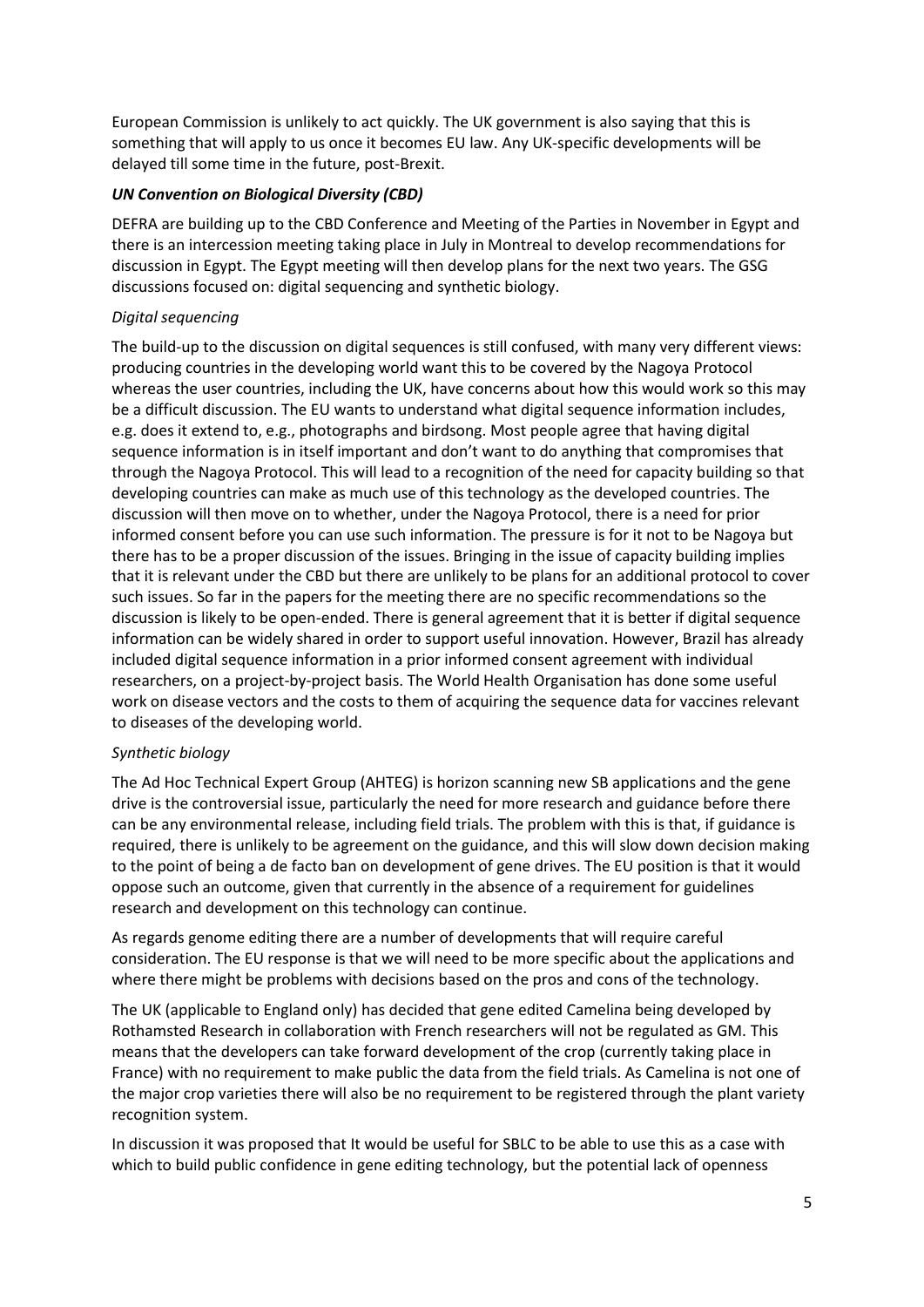European Commission is unlikely to act quickly. The UK government is also saying that this is something that will apply to us once it becomes EU law. Any UK-specific developments will be delayed till some time in the future, post-Brexit.

***UN Convention on Biological Diversity (CBD)***

DEFRA are building up to the CBD Conference and Meeting of the Parties in November in Egypt and there is an intercession meeting taking place in July in Montreal to develop recommendations for discussion in Egypt. The Egypt meeting will then develop plans for the next two years. The GSG discussions focused on: digital sequencing and synthetic biology.

*Digital sequencing*

The build-up to the discussion on digital sequences is still confused, with many very different views: producing countries in the developing world want this to be covered by the Nagoya Protocol whereas the user countries, including the UK, have concerns about how this would work so this may be a difficult discussion. The EU wants to understand what digital sequence information includes, e.g. does it extend to, e.g., photographs and birdsong. Most people agree that having digital sequence information is in itself important and don't want to do anything that compromises that through the Nagoya Protocol. This will lead to a recognition of the need for capacity building so that developing countries can make as much use of this technology as the developed countries. The discussion will then move on to whether, under the Nagoya Protocol, there is a need for prior informed consent before you can use such information. The pressure is for it not to be Nagoya but there has to be a proper discussion of the issues. Bringing in the issue of capacity building implies that it is relevant under the CBD but there are unlikely to be plans for an additional protocol to cover such issues. So far in the papers for the meeting there are no specific recommendations so the discussion is likely to be open-ended. There is general agreement that it is better if digital sequence information can be widely shared in order to support useful innovation. However, Brazil has already included digital sequence information in a prior informed consent agreement with individual researchers, on a project-by-project basis. The World Health Organisation has done some useful work on disease vectors and the costs to them of acquiring the sequence data for vaccines relevant to diseases of the developing world.

*Synthetic biology*

The Ad Hoc Technical Expert Group (AHTEG) is horizon scanning new SB applications and the gene drive is the controversial issue, particularly the need for more research and guidance before there can be any environmental release, including field trials. The problem with this is that, if guidance is required, there is unlikely to be agreement on the guidance, and this will slow down decision making to the point of being a de facto ban on development of gene drives. The EU position is that it would oppose such an outcome, given that currently in the absence of a requirement for guidelines research and development on this technology can continue.

As regards genome editing there are a number of developments that will require careful consideration. The EU response is that we will need to be more specific about the applications and where there might be problems with decisions based on the pros and cons of the technology.

The UK (applicable to England only) has decided that gene edited Camelina being developed by Rothamsted Research in collaboration with French researchers will not be regulated as GM. This means that the developers can take forward development of the crop (currently taking place in France) with no requirement to make public the data from the field trials. As Camelina is not one of the major crop varieties there will also be no requirement to be registered through the plant variety recognition system.

In discussion it was proposed that It would be useful for SBLC to be able to use this as a case with which to build public confidence in gene editing technology, but the potential lack of openness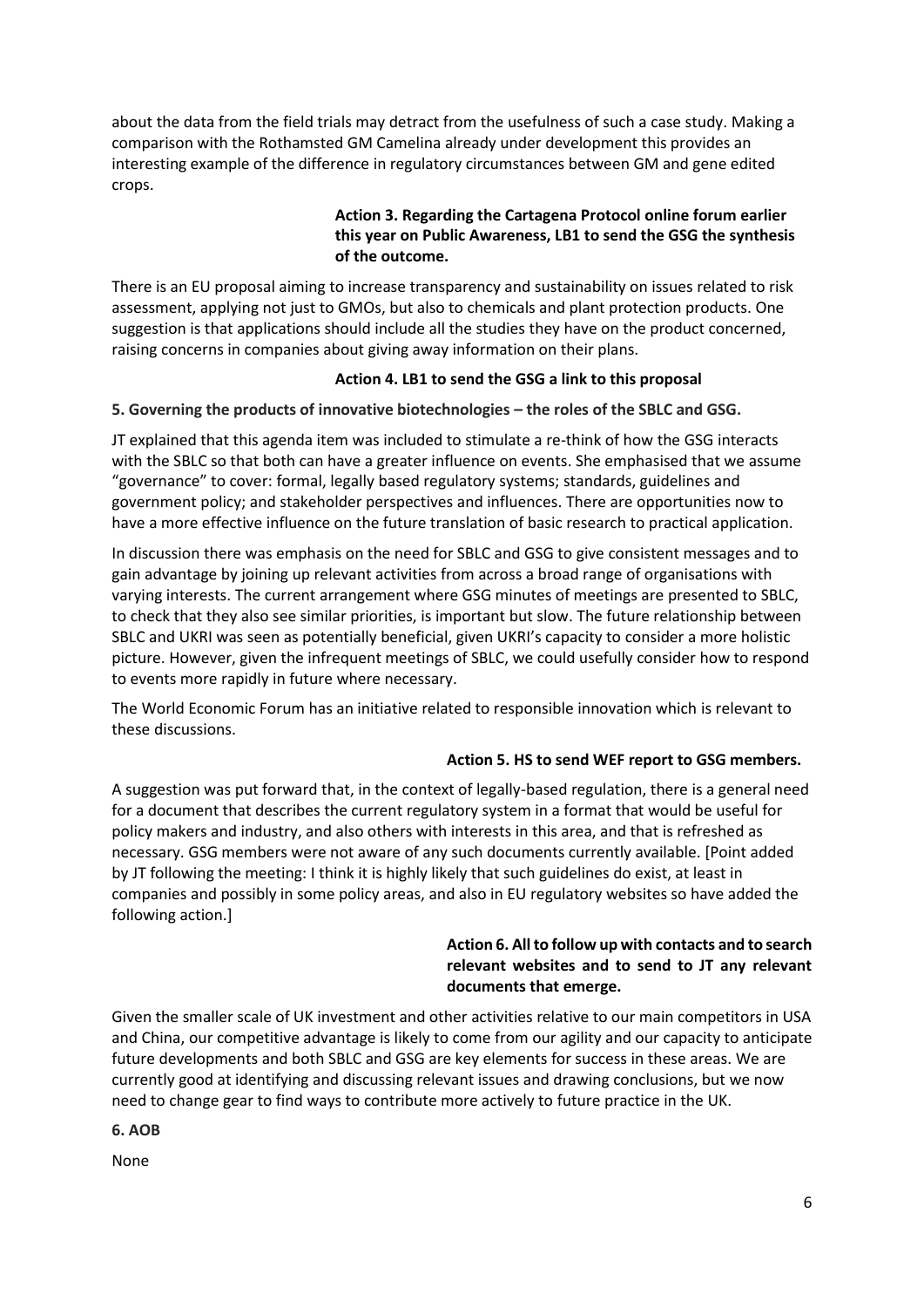about the data from the field trials may detract from the usefulness of such a case study. Making a comparison with the Rothamsted GM Camelina already under development this provides an interesting example of the difference in regulatory circumstances between GM and gene edited crops.

**Action 3. Regarding the Cartagena Protocol online forum earlier this year on Public Awareness, LB1 to send the GSG the synthesis of the outcome.**

There is an EU proposal aiming to increase transparency and sustainability on issues related to risk assessment, applying not just to GMOs, but also to chemicals and plant protection products. One suggestion is that applications should include all the studies they have on the product concerned, raising concerns in companies about giving away information on their plans.

**Action 4. LB1 to send the GSG a link to this proposal**

**5. Governing the products of innovative biotechnologies – the roles of the SBLC and GSG.**

JT explained that this agenda item was included to stimulate a re-think of how the GSG interacts with the SBLC so that both can have a greater influence on events. She emphasised that we assume "governance" to cover: formal, legally based regulatory systems; standards, guidelines and government policy; and stakeholder perspectives and influences. There are opportunities now to have a more effective influence on the future translation of basic research to practical application.

In discussion there was emphasis on the need for SBLC and GSG to give consistent messages and to gain advantage by joining up relevant activities from across a broad range of organisations with varying interests. The current arrangement where GSG minutes of meetings are presented to SBLC, to check that they also see similar priorities, is important but slow. The future relationship between SBLC and UKRI was seen as potentially beneficial, given UKRI's capacity to consider a more holistic picture. However, given the infrequent meetings of SBLC, we could usefully consider how to respond to events more rapidly in future where necessary.

The World Economic Forum has an initiative related to responsible innovation which is relevant to these discussions.

**Action 5. HS to send WEF report to GSG members.**

A suggestion was put forward that, in the context of legally-based regulation, there is a general need for a document that describes the current regulatory system in a format that would be useful for policy makers and industry, and also others with interests in this area, and that is refreshed as necessary. GSG members were not aware of any such documents currently available. [Point added by JT following the meeting: I think it is highly likely that such guidelines do exist, at least in companies and possibly in some policy areas, and also in EU regulatory websites so have added the following action.]

**Action 6. All to follow up with contacts and to search relevant websites and to send to JT any relevant documents that emerge.**

Given the smaller scale of UK investment and other activities relative to our main competitors in USA and China, our competitive advantage is likely to come from our agility and our capacity to anticipate future developments and both SBLC and GSG are key elements for success in these areas. We are currently good at identifying and discussing relevant issues and drawing conclusions, but we now need to change gear to find ways to contribute more actively to future practice in the UK.

**6. AOB**

None